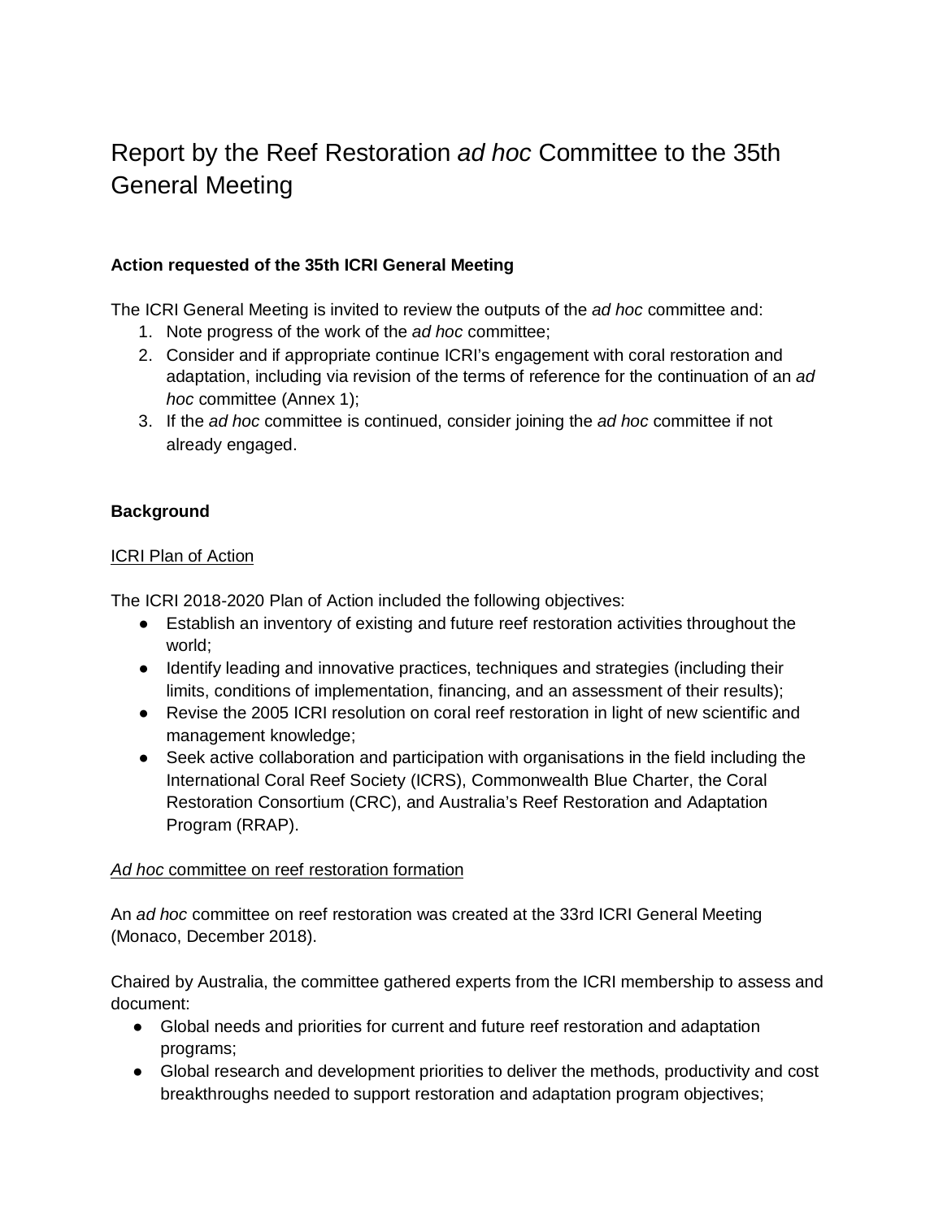# Report by the Reef Restoration *ad hoc* Committee to the 35th General Meeting

**Action requested of the 35th ICRI General Meeting**

The ICRI General Meeting is invited to review the outputs of the *ad hoc* committee and:

1. Note progress of the work of the *ad hoc* committee;
2. Consider and if appropriate continue ICRI's engagement with coral restoration and adaptation, including via revision of the terms of reference for the continuation of an *ad hoc* committee (Annex 1);
3. If the *ad hoc* committee is continued, consider joining the *ad hoc* committee if not already engaged.

**Background**

<u>ICRI Plan of Action</u>

The ICRI 2018-2020 Plan of Action included the following objectives:

- Establish an inventory of existing and future reef restoration activities throughout the world;
- Identify leading and innovative practices, techniques and strategies (including their limits, conditions of implementation, financing, and an assessment of their results);
- Revise the 2005 ICRI resolution on coral reef restoration in light of new scientific and management knowledge;
- Seek active collaboration and participation with organisations in the field including the International Coral Reef Society (ICRS), Commonwealth Blue Charter, the Coral Restoration Consortium (CRC), and Australia's Reef Restoration and Adaptation Program (RRAP).

<u>*Ad hoc* committee on reef restoration formation</u>

An *ad hoc* committee on reef restoration was created at the 33rd ICRI General Meeting (Monaco, December 2018).

Chaired by Australia, the committee gathered experts from the ICRI membership to assess and document:

- Global needs and priorities for current and future reef restoration and adaptation programs;
- Global research and development priorities to deliver the methods, productivity and cost breakthroughs needed to support restoration and adaptation program objectives;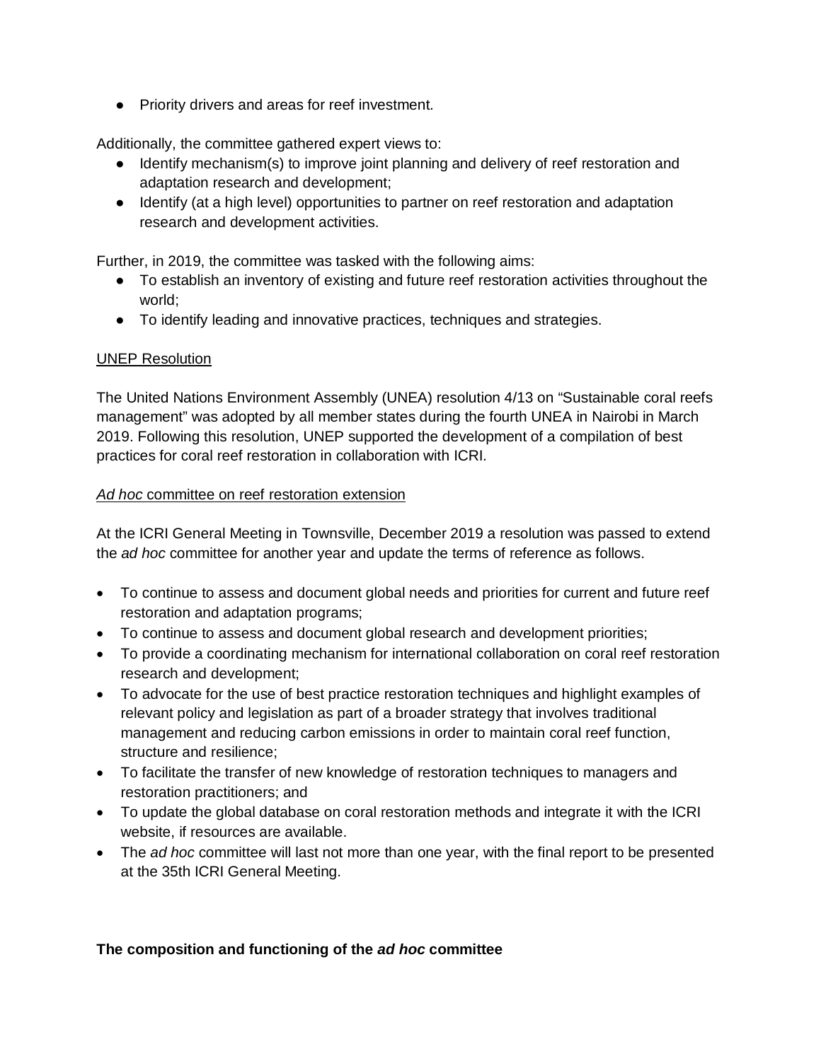- Priority drivers and areas for reef investment.

Additionally, the committee gathered expert views to:

- Identify mechanism(s) to improve joint planning and delivery of reef restoration and adaptation research and development;
- Identify (at a high level) opportunities to partner on reef restoration and adaptation research and development activities.

Further, in 2019, the committee was tasked with the following aims:

- To establish an inventory of existing and future reef restoration activities throughout the world;
- To identify leading and innovative practices, techniques and strategies.

<u>UNEP Resolution</u>

The United Nations Environment Assembly (UNEA) resolution 4/13 on "Sustainable coral reefs management" was adopted by all member states during the fourth UNEA in Nairobi in March 2019. Following this resolution, UNEP supported the development of a compilation of best practices for coral reef restoration in collaboration with ICRI.

<u>*Ad hoc* committee on reef restoration extension</u>

At the ICRI General Meeting in Townsville, December 2019 a resolution was passed to extend the *ad hoc* committee for another year and update the terms of reference as follows.

- To continue to assess and document global needs and priorities for current and future reef restoration and adaptation programs;
- To continue to assess and document global research and development priorities;
- To provide a coordinating mechanism for international collaboration on coral reef restoration research and development;
- To advocate for the use of best practice restoration techniques and highlight examples of relevant policy and legislation as part of a broader strategy that involves traditional management and reducing carbon emissions in order to maintain coral reef function, structure and resilience;
- To facilitate the transfer of new knowledge of restoration techniques to managers and restoration practitioners; and
- To update the global database on coral restoration methods and integrate it with the ICRI website, if resources are available.
- The *ad hoc* committee will last not more than one year, with the final report to be presented at the 35th ICRI General Meeting.

**The composition and functioning of the *ad hoc* committee**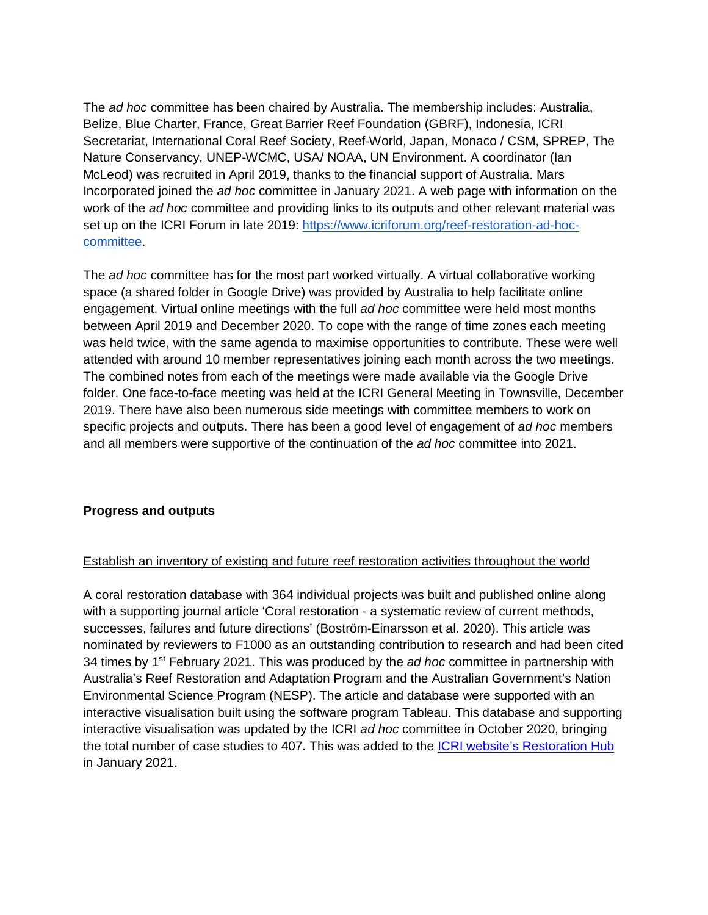The *ad hoc* committee has been chaired by Australia. The membership includes: Australia, Belize, Blue Charter, France, Great Barrier Reef Foundation (GBRF), Indonesia, ICRI Secretariat, International Coral Reef Society, Reef-World, Japan, Monaco / CSM, SPREP, The Nature Conservancy, UNEP-WCMC, USA/ NOAA, UN Environment. A coordinator (Ian McLeod) was recruited in April 2019, thanks to the financial support of Australia. Mars Incorporated joined the *ad hoc* committee in January 2021. A web page with information on the work of the *ad hoc* committee and providing links to its outputs and other relevant material was set up on the ICRI Forum in late 2019: [https://www.icriforum.org/reef-restoration-ad-hoc-committee](https://www.icriforum.org/reef-restoration-ad-hoc-committee).

The *ad hoc* committee has for the most part worked virtually. A virtual collaborative working space (a shared folder in Google Drive) was provided by Australia to help facilitate online engagement. Virtual online meetings with the full *ad hoc* committee were held most months between April 2019 and December 2020. To cope with the range of time zones each meeting was held twice, with the same agenda to maximise opportunities to contribute. These were well attended with around 10 member representatives joining each month across the two meetings. The combined notes from each of the meetings were made available via the Google Drive folder. One face-to-face meeting was held at the ICRI General Meeting in Townsville, December 2019. There have also been numerous side meetings with committee members to work on specific projects and outputs. There has been a good level of engagement of *ad hoc* members and all members were supportive of the continuation of the *ad hoc* committee into 2021.

**Progress and outputs**

<u>Establish an inventory of existing and future reef restoration activities throughout the world</u>

A coral restoration database with 364 individual projects was built and published online along with a supporting journal article 'Coral restoration - a systematic review of current methods, successes, failures and future directions' (Boström-Einarsson et al. 2020). This article was nominated by reviewers to F1000 as an outstanding contribution to research and had been cited 34 times by 1st February 2021. This was produced by the *ad hoc* committee in partnership with Australia's Reef Restoration and Adaptation Program and the Australian Government's Nation Environmental Science Program (NESP). The article and database were supported with an interactive visualisation built using the software program Tableau. This database and supporting interactive visualisation was updated by the ICRI *ad hoc* committee in October 2020, bringing the total number of case studies to 407. This was added to the [ICRI website's Restoration Hub](#) in January 2021.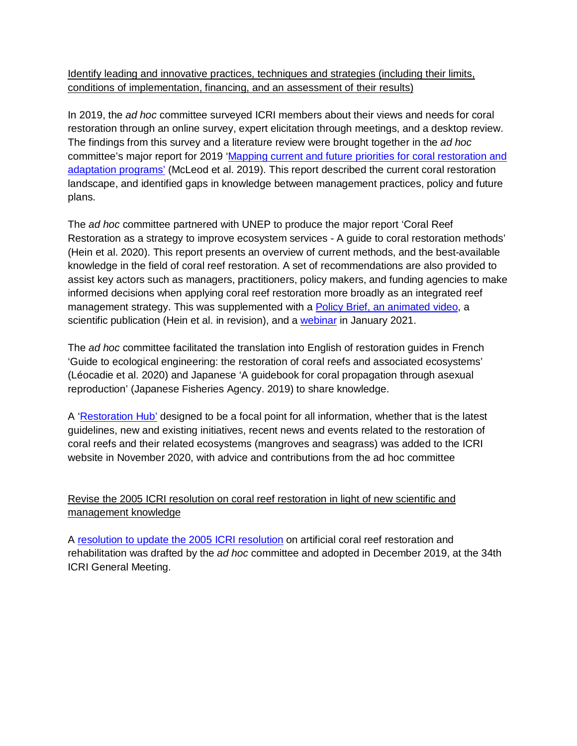<u>Identify leading and innovative practices, techniques and strategies (including their limits, conditions of implementation, financing, and an assessment of their results)</u>

In 2019, the *ad hoc* committee surveyed ICRI members about their views and needs for coral restoration through an online survey, expert elicitation through meetings, and a desktop review. The findings from this survey and a literature review were brought together in the *ad hoc* committee's major report for 2019 '[Mapping current and future priorities for coral restoration and adaptation programs'](#) (McLeod et al. 2019). This report described the current coral restoration landscape, and identified gaps in knowledge between management practices, policy and future plans.

The *ad hoc* committee partnered with UNEP to produce the major report 'Coral Reef Restoration as a strategy to improve ecosystem services - A guide to coral restoration methods' (Hein et al. 2020). This report presents an overview of current methods, and the best-available knowledge in the field of coral reef restoration. A set of recommendations are also provided to assist key actors such as managers, practitioners, policy makers, and funding agencies to make informed decisions when applying coral reef restoration more broadly as an integrated reef management strategy. This was supplemented with a [Policy Brief, an animated video](#), a scientific publication (Hein et al. in revision), and a [webinar](#) in January 2021.

The *ad hoc* committee facilitated the translation into English of restoration guides in French 'Guide to ecological engineering: the restoration of coral reefs and associated ecosystems' (Léocadie et al. 2020) and Japanese 'A guidebook for coral propagation through asexual reproduction' (Japanese Fisheries Agency. 2019) to share knowledge.

A '[Restoration Hub'](#) designed to be a focal point for all information, whether that is the latest guidelines, new and existing initiatives, recent news and events related to the restoration of coral reefs and their related ecosystems (mangroves and seagrass) was added to the ICRI website in November 2020, with advice and contributions from the ad hoc committee

<u>Revise the 2005 ICRI resolution on coral reef restoration in light of new scientific and management knowledge</u>

A [resolution to update the 2005 ICRI resolution](#) on artificial coral reef restoration and rehabilitation was drafted by the *ad hoc* committee and adopted in December 2019, at the 34th ICRI General Meeting.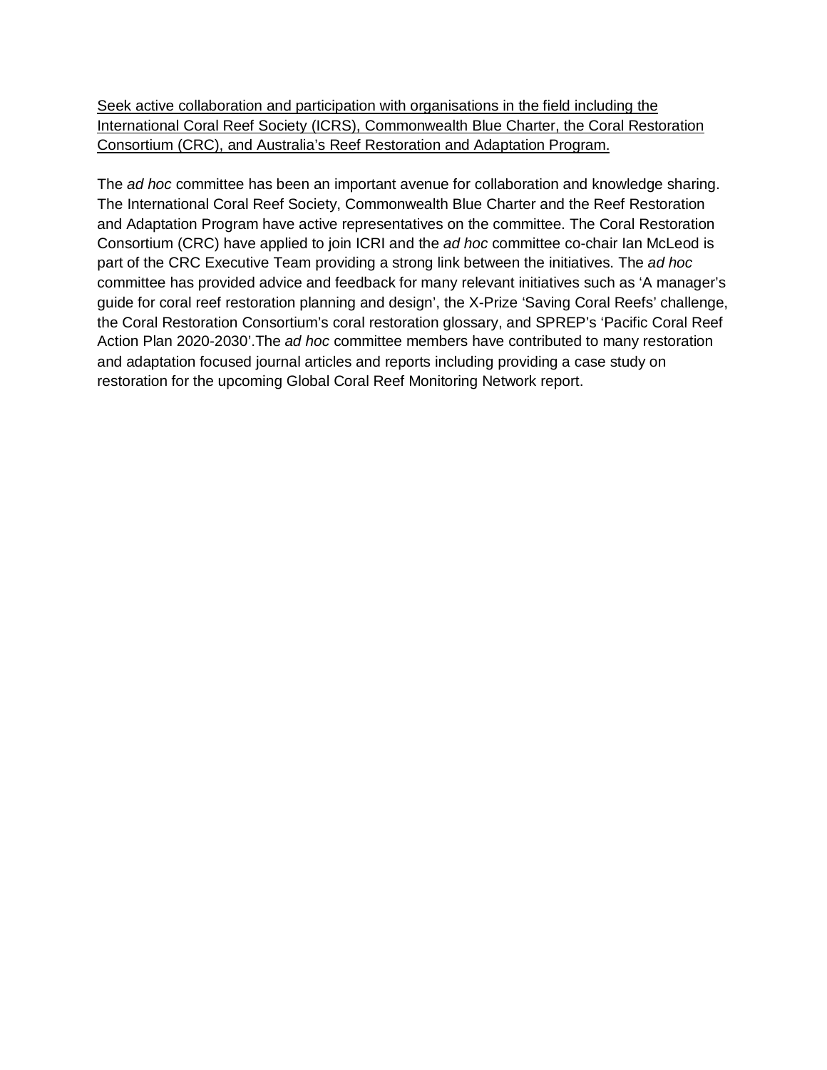<u>Seek active collaboration and participation with organisations in the field including the International Coral Reef Society (ICRS), Commonwealth Blue Charter, the Coral Restoration Consortium (CRC), and Australia's Reef Restoration and Adaptation Program.</u>

The *ad hoc* committee has been an important avenue for collaboration and knowledge sharing. The International Coral Reef Society, Commonwealth Blue Charter and the Reef Restoration and Adaptation Program have active representatives on the committee. The Coral Restoration Consortium (CRC) have applied to join ICRI and the *ad hoc* committee co-chair Ian McLeod is part of the CRC Executive Team providing a strong link between the initiatives. The *ad hoc* committee has provided advice and feedback for many relevant initiatives such as 'A manager's guide for coral reef restoration planning and design', the X-Prize 'Saving Coral Reefs' challenge, the Coral Restoration Consortium's coral restoration glossary, and SPREP's 'Pacific Coral Reef Action Plan 2020-2030'.The *ad hoc* committee members have contributed to many restoration and adaptation focused journal articles and reports including providing a case study on restoration for the upcoming Global Coral Reef Monitoring Network report.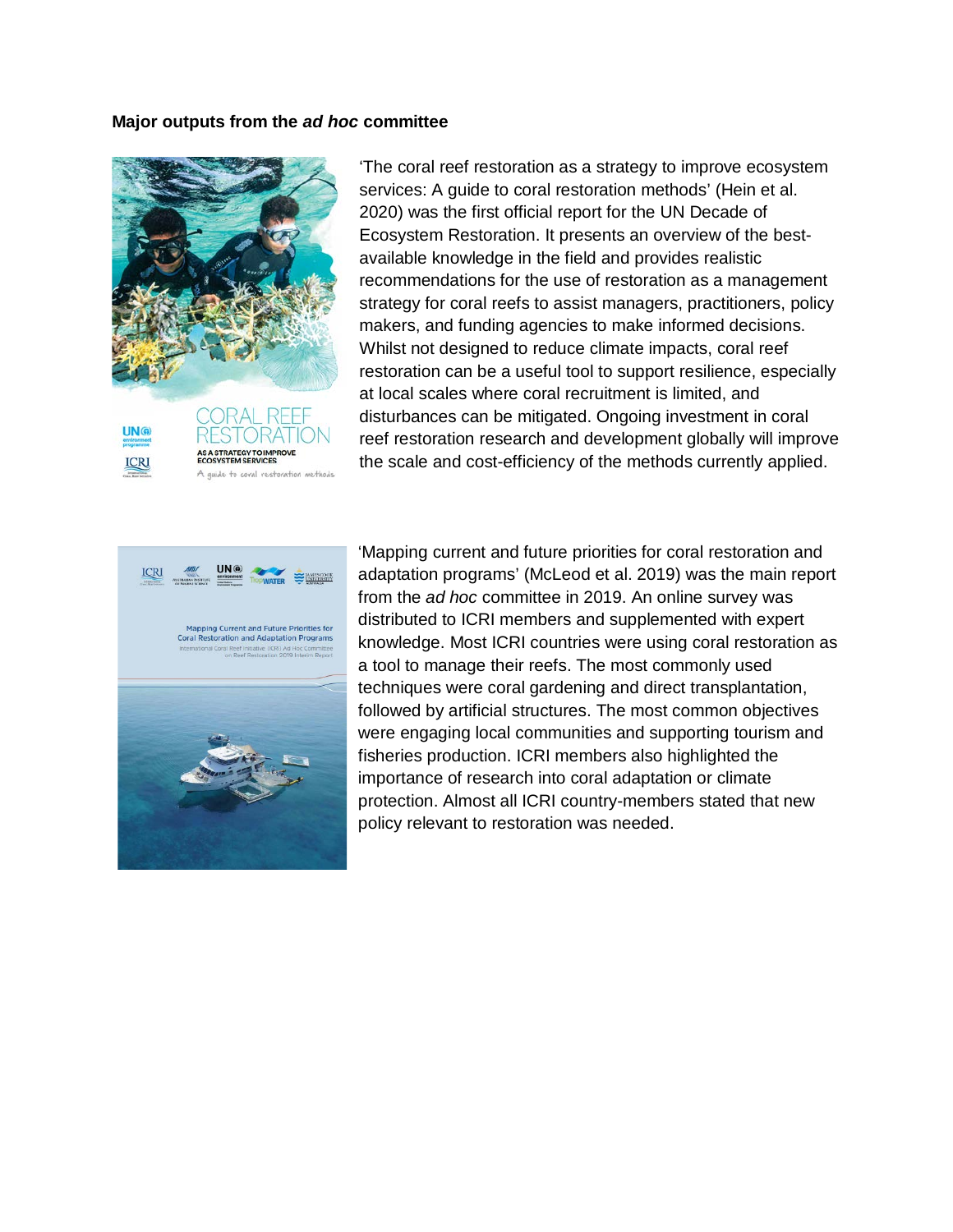**Major outputs from the *ad hoc* committee**

'The coral reef restoration as a strategy to improve ecosystem services: A guide to coral restoration methods' (Hein et al. 2020) was the first official report for the UN Decade of Ecosystem Restoration. It presents an overview of the best-available knowledge in the field and provides realistic recommendations for the use of restoration as a management strategy for coral reefs to assist managers, practitioners, policy makers, and funding agencies to make informed decisions. Whilst not designed to reduce climate impacts, coral reef restoration can be a useful tool to support resilience, especially at local scales where coral recruitment is limited, and disturbances can be mitigated. Ongoing investment in coral reef restoration research and development globally will improve the scale and cost-efficiency of the methods currently applied.

'Mapping current and future priorities for coral restoration and adaptation programs' (McLeod et al. 2019) was the main report from the *ad hoc* committee in 2019. An online survey was distributed to ICRI members and supplemented with expert knowledge. Most ICRI countries were using coral restoration as a tool to manage their reefs. The most commonly used techniques were coral gardening and direct transplantation, followed by artificial structures. The most common objectives were engaging local communities and supporting tourism and fisheries production. ICRI members also highlighted the importance of research into coral adaptation or climate protection. Almost all ICRI country-members stated that new policy relevant to restoration was needed.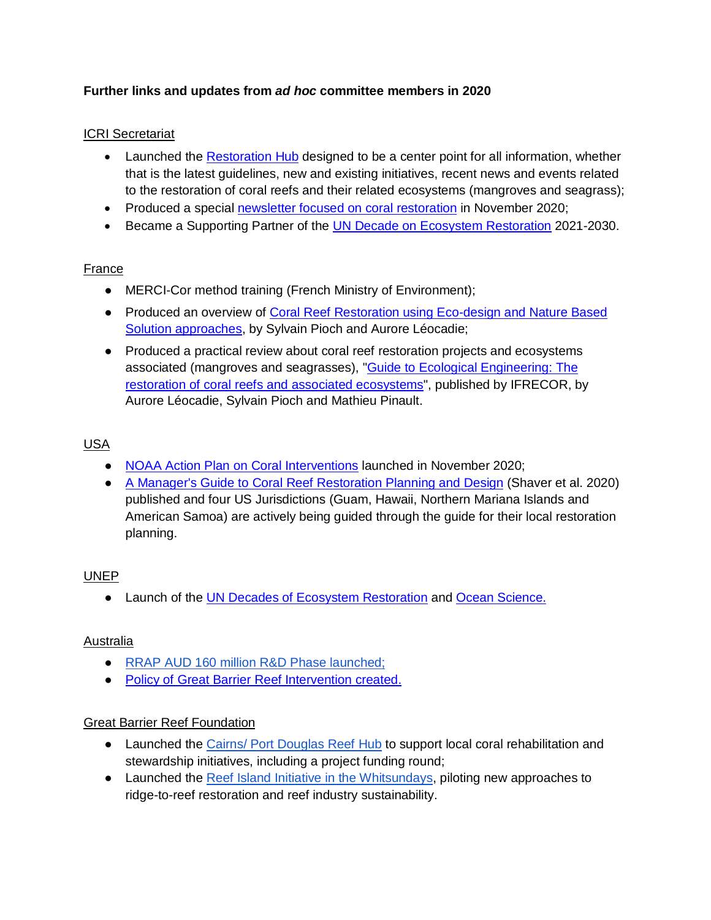**Further links and updates from *ad hoc* committee members in 2020**

ICRI Secretariat

- Launched the Restoration Hub designed to be a center point for all information, whether that is the latest guidelines, new and existing initiatives, recent news and events related to the restoration of coral reefs and their related ecosystems (mangroves and seagrass);
- Produced a special newsletter focused on coral restoration in November 2020;
- Became a Supporting Partner of the UN Decade on Ecosystem Restoration 2021-2030.

France

- MERCI-Cor method training (French Ministry of Environment);
- Produced an overview of Coral Reef Restoration using Eco-design and Nature Based Solution approaches, by Sylvain Pioch and Aurore Léocadie;
- Produced a practical review about coral reef restoration projects and ecosystems associated (mangroves and seagrasses), "Guide to Ecological Engineering: The restoration of coral reefs and associated ecosystems", published by IFRECOR, by Aurore Léocadie, Sylvain Pioch and Mathieu Pinault.

USA

- NOAA Action Plan on Coral Interventions launched in November 2020;
- A Manager's Guide to Coral Reef Restoration Planning and Design (Shaver et al. 2020) published and four US Jurisdictions (Guam, Hawaii, Northern Mariana Islands and American Samoa) are actively being guided through the guide for their local restoration planning.

UNEP

- Launch of the UN Decades of Ecosystem Restoration and Ocean Science.

Australia

- RRAP AUD 160 million R&D Phase launched;
- Policy of Great Barrier Reef Intervention created.

Great Barrier Reef Foundation

- Launched the Cairns/ Port Douglas Reef Hub to support local coral rehabilitation and stewardship initiatives, including a project funding round;
- Launched the Reef Island Initiative in the Whitsundays, piloting new approaches to ridge-to-reef restoration and reef industry sustainability.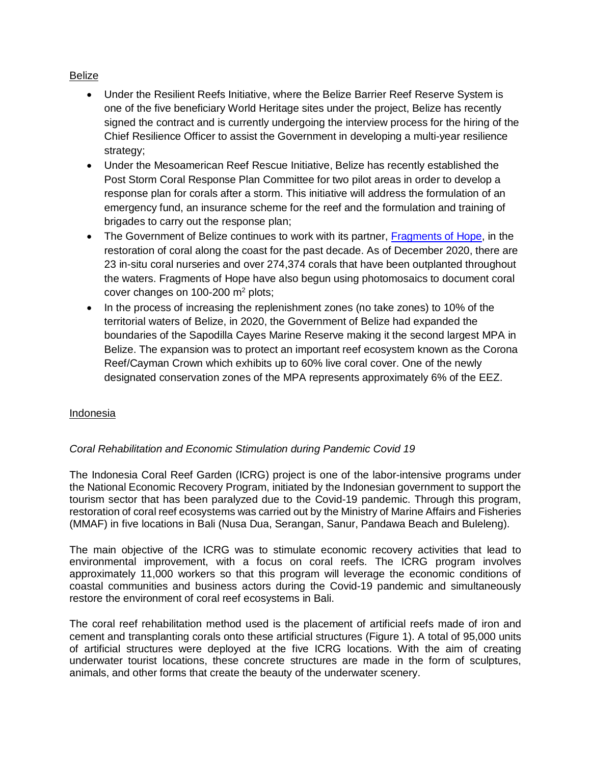Belize

- Under the Resilient Reefs Initiative, where the Belize Barrier Reef Reserve System is one of the five beneficiary World Heritage sites under the project, Belize has recently signed the contract and is currently undergoing the interview process for the hiring of the Chief Resilience Officer to assist the Government in developing a multi-year resilience strategy;
- Under the Mesoamerican Reef Rescue Initiative, Belize has recently established the Post Storm Coral Response Plan Committee for two pilot areas in order to develop a response plan for corals after a storm. This initiative will address the formulation of an emergency fund, an insurance scheme for the reef and the formulation and training of brigades to carry out the response plan;
- The Government of Belize continues to work with its partner, Fragments of Hope, in the restoration of coral along the coast for the past decade. As of December 2020, there are 23 in-situ coral nurseries and over 274,374 corals that have been outplanted throughout the waters. Fragments of Hope have also begun using photomosaics to document coral cover changes on 100-200 $m^2$ plots;
- In the process of increasing the replenishment zones (no take zones) to 10% of the territorial waters of Belize, in 2020, the Government of Belize had expanded the boundaries of the Sapodilla Cayes Marine Reserve making it the second largest MPA in Belize. The expansion was to protect an important reef ecosystem known as the Corona Reef/Cayman Crown which exhibits up to 60% live coral cover. One of the newly designated conservation zones of the MPA represents approximately 6% of the EEZ.

Indonesia

*Coral Rehabilitation and Economic Stimulation during Pandemic Covid 19*

The Indonesia Coral Reef Garden (ICRG) project is one of the labor-intensive programs under the National Economic Recovery Program, initiated by the Indonesian government to support the tourism sector that has been paralyzed due to the Covid-19 pandemic. Through this program, restoration of coral reef ecosystems was carried out by the Ministry of Marine Affairs and Fisheries (MMAF) in five locations in Bali (Nusa Dua, Serangan, Sanur, Pandawa Beach and Buleleng).

The main objective of the ICRG was to stimulate economic recovery activities that lead to environmental improvement, with a focus on coral reefs. The ICRG program involves approximately 11,000 workers so that this program will leverage the economic conditions of coastal communities and business actors during the Covid-19 pandemic and simultaneously restore the environment of coral reef ecosystems in Bali.

The coral reef rehabilitation method used is the placement of artificial reefs made of iron and cement and transplanting corals onto these artificial structures (Figure 1). A total of 95,000 units of artificial structures were deployed at the five ICRG locations. With the aim of creating underwater tourist locations, these concrete structures are made in the form of sculptures, animals, and other forms that create the beauty of the underwater scenery.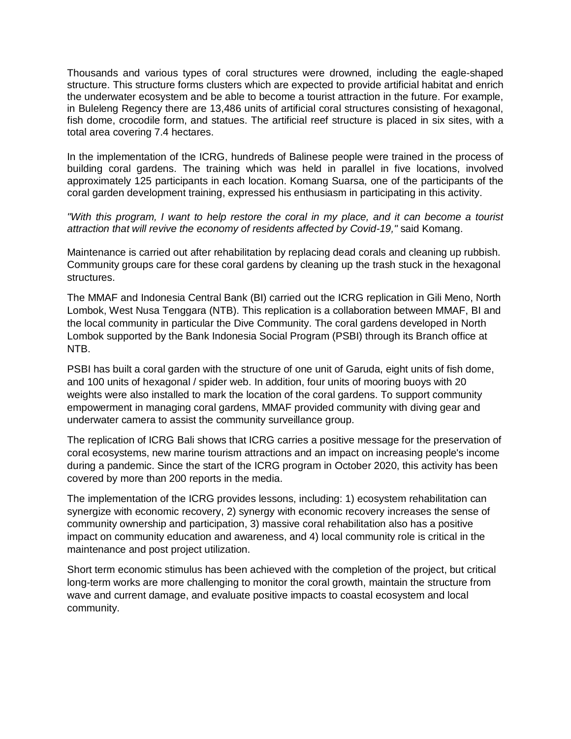Thousands and various types of coral structures were drowned, including the eagle-shaped structure. This structure forms clusters which are expected to provide artificial habitat and enrich the underwater ecosystem and be able to become a tourist attraction in the future. For example, in Buleleng Regency there are 13,486 units of artificial coral structures consisting of hexagonal, fish dome, crocodile form, and statues. The artificial reef structure is placed in six sites, with a total area covering 7.4 hectares.

In the implementation of the ICRG, hundreds of Balinese people were trained in the process of building coral gardens. The training which was held in parallel in five locations, involved approximately 125 participants in each location. Komang Suarsa, one of the participants of the coral garden development training, expressed his enthusiasm in participating in this activity.

*"With this program, I want to help restore the coral in my place, and it can become a tourist attraction that will revive the economy of residents affected by Covid-19,"* said Komang.

Maintenance is carried out after rehabilitation by replacing dead corals and cleaning up rubbish. Community groups care for these coral gardens by cleaning up the trash stuck in the hexagonal structures.

The MMAF and Indonesia Central Bank (BI) carried out the ICRG replication in Gili Meno, North Lombok, West Nusa Tenggara (NTB). This replication is a collaboration between MMAF, BI and the local community in particular the Dive Community. The coral gardens developed in North Lombok supported by the Bank Indonesia Social Program (PSBI) through its Branch office at NTB.

PSBI has built a coral garden with the structure of one unit of Garuda, eight units of fish dome, and 100 units of hexagonal / spider web. In addition, four units of mooring buoys with 20 weights were also installed to mark the location of the coral gardens. To support community empowerment in managing coral gardens, MMAF provided community with diving gear and underwater camera to assist the community surveillance group.

The replication of ICRG Bali shows that ICRG carries a positive message for the preservation of coral ecosystems, new marine tourism attractions and an impact on increasing people's income during a pandemic. Since the start of the ICRG program in October 2020, this activity has been covered by more than 200 reports in the media.

The implementation of the ICRG provides lessons, including: 1) ecosystem rehabilitation can synergize with economic recovery, 2) synergy with economic recovery increases the sense of community ownership and participation, 3) massive coral rehabilitation also has a positive impact on community education and awareness, and 4) local community role is critical in the maintenance and post project utilization.

Short term economic stimulus has been achieved with the completion of the project, but critical long-term works are more challenging to monitor the coral growth, maintain the structure from wave and current damage, and evaluate positive impacts to coastal ecosystem and local community.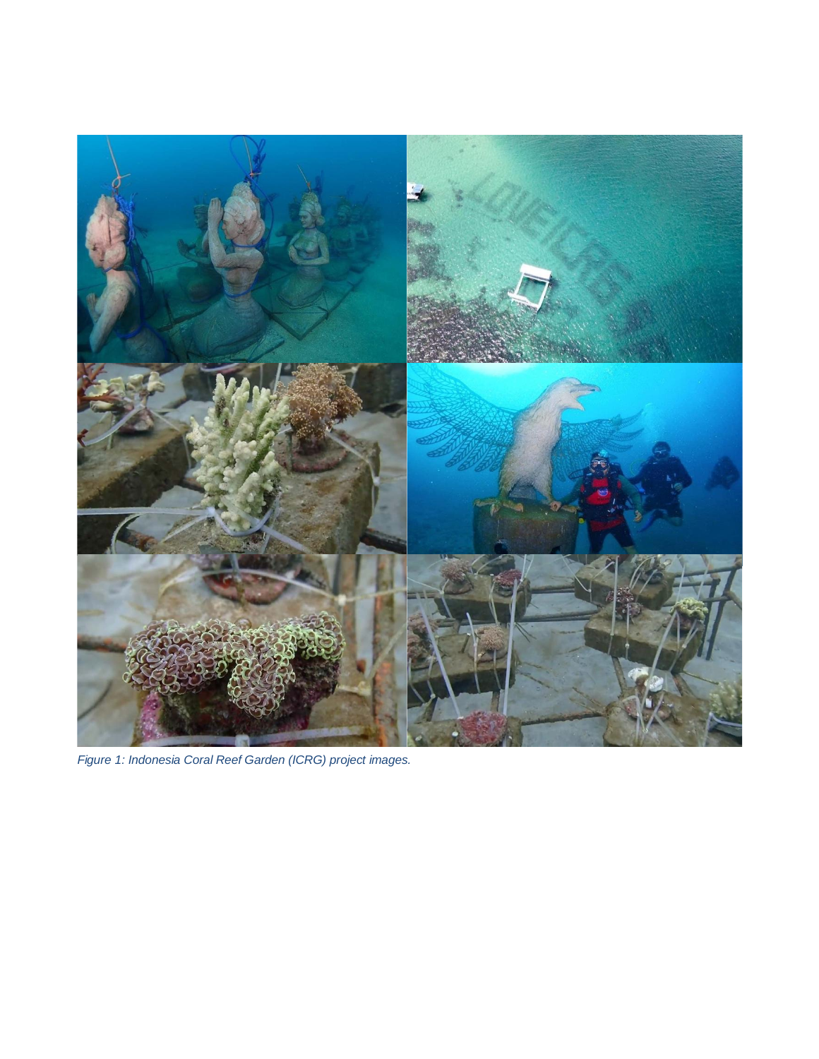*Figure 1: Indonesia Coral Reef Garden (ICRG) project images.*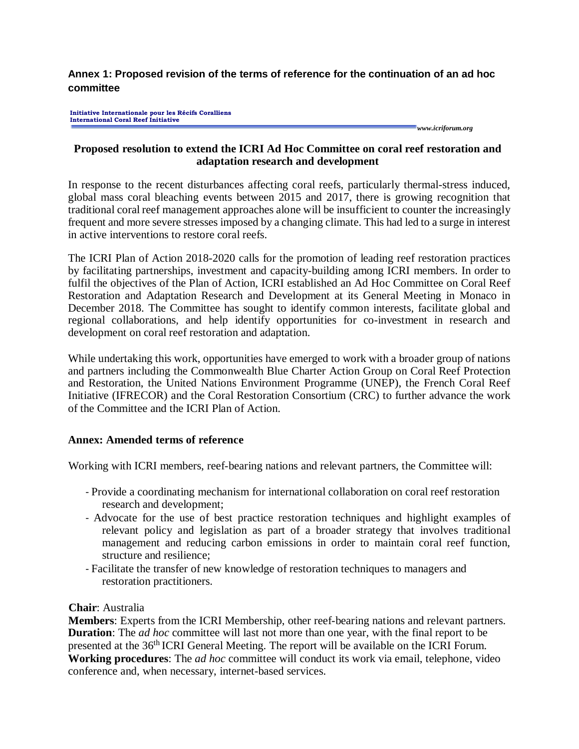**Annex 1: Proposed revision of the terms of reference for the continuation of an ad hoc committee**

**Initiative Internationale pour les Récifs Coralliens**
**International Coral Reef Initiative**

*www.icriforum.org*

**Proposed resolution to extend the ICRI Ad Hoc Committee on coral reef restoration and adaptation research and development**

In response to the recent disturbances affecting coral reefs, particularly thermal-stress induced, global mass coral bleaching events between 2015 and 2017, there is growing recognition that traditional coral reef management approaches alone will be insufficient to counter the increasingly frequent and more severe stresses imposed by a changing climate. This had led to a surge in interest in active interventions to restore coral reefs.

The ICRI Plan of Action 2018-2020 calls for the promotion of leading reef restoration practices by facilitating partnerships, investment and capacity-building among ICRI members. In order to fulfil the objectives of the Plan of Action, ICRI established an Ad Hoc Committee on Coral Reef Restoration and Adaptation Research and Development at its General Meeting in Monaco in December 2018. The Committee has sought to identify common interests, facilitate global and regional collaborations, and help identify opportunities for co-investment in research and development on coral reef restoration and adaptation.

While undertaking this work, opportunities have emerged to work with a broader group of nations and partners including the Commonwealth Blue Charter Action Group on Coral Reef Protection and Restoration, the United Nations Environment Programme (UNEP), the French Coral Reef Initiative (IFRECOR) and the Coral Restoration Consortium (CRC) to further advance the work of the Committee and the ICRI Plan of Action.

**Annex: Amended terms of reference**

Working with ICRI members, reef-bearing nations and relevant partners, the Committee will:

- Provide a coordinating mechanism for international collaboration on coral reef restoration research and development;
- Advocate for the use of best practice restoration techniques and highlight examples of relevant policy and legislation as part of a broader strategy that involves traditional management and reducing carbon emissions in order to maintain coral reef function, structure and resilience;
- Facilitate the transfer of new knowledge of restoration techniques to managers and restoration practitioners.

**Chair**: Australia
**Members**: Experts from the ICRI Membership, other reef-bearing nations and relevant partners.
**Duration**: The *ad hoc* committee will last not more than one year, with the final report to be presented at the 36th ICRI General Meeting. The report will be available on the ICRI Forum.
**Working procedures**: The *ad hoc* committee will conduct its work via email, telephone, video conference and, when necessary, internet-based services.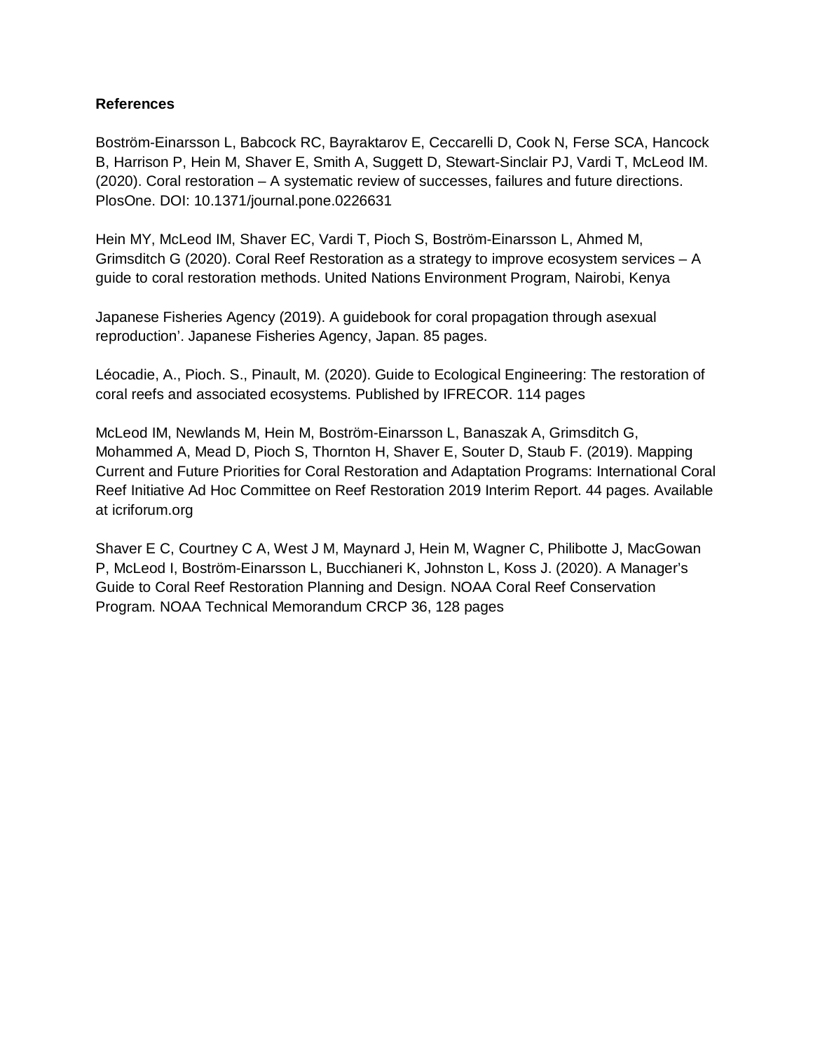**References**

Boström-Einarsson L, Babcock RC, Bayraktarov E, Ceccarelli D, Cook N, Ferse SCA, Hancock B, Harrison P, Hein M, Shaver E, Smith A, Suggett D, Stewart-Sinclair PJ, Vardi T, McLeod IM. (2020). Coral restoration – A systematic review of successes, failures and future directions. PlosOne. DOI: 10.1371/journal.pone.0226631

Hein MY, McLeod IM, Shaver EC, Vardi T, Pioch S, Boström-Einarsson L, Ahmed M, Grimsditch G (2020). Coral Reef Restoration as a strategy to improve ecosystem services – A guide to coral restoration methods. United Nations Environment Program, Nairobi, Kenya

Japanese Fisheries Agency (2019). A guidebook for coral propagation through asexual reproduction'. Japanese Fisheries Agency, Japan. 85 pages.

Léocadie, A., Pioch. S., Pinault, M. (2020). Guide to Ecological Engineering: The restoration of coral reefs and associated ecosystems. Published by IFRECOR. 114 pages

McLeod IM, Newlands M, Hein M, Boström-Einarsson L, Banaszak A, Grimsditch G, Mohammed A, Mead D, Pioch S, Thornton H, Shaver E, Souter D, Staub F. (2019). Mapping Current and Future Priorities for Coral Restoration and Adaptation Programs: International Coral Reef Initiative Ad Hoc Committee on Reef Restoration 2019 Interim Report. 44 pages. Available at icriforum.org

Shaver E C, Courtney C A, West J M, Maynard J, Hein M, Wagner C, Philibotte J, MacGowan P, McLeod I, Boström-Einarsson L, Bucchianeri K, Johnston L, Koss J. (2020). A Manager's Guide to Coral Reef Restoration Planning and Design. NOAA Coral Reef Conservation Program. NOAA Technical Memorandum CRCP 36, 128 pages